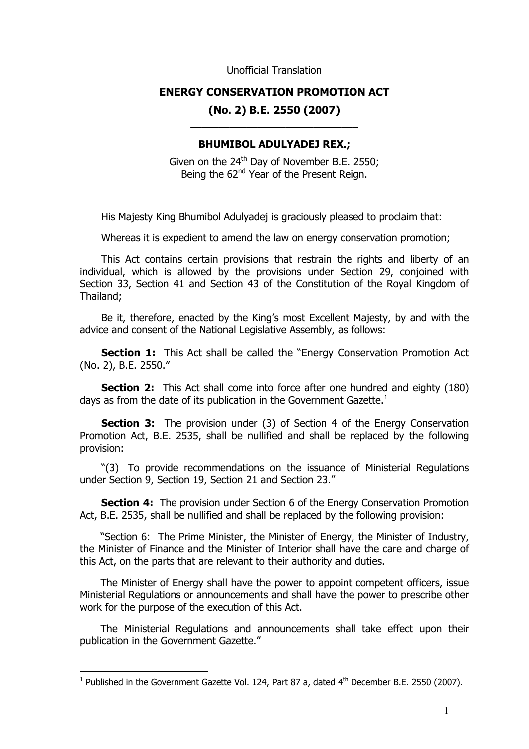Unofficial Translation

# ENERGY CONSERVATION PROMOTION ACT
# (No. 2) B.E. 2550 (2007)

---

**BHUMIBOL ADULYADEJ REX.;**

Given on the 24th Day of November B.E. 2550;
Being the 62nd Year of the Present Reign.

His Majesty King Bhumibol Adulyadej is graciously pleased to proclaim that:

Whereas it is expedient to amend the law on energy conservation promotion;

This Act contains certain provisions that restrain the rights and liberty of an individual, which is allowed by the provisions under Section 29, conjoined with Section 33, Section 41 and Section 43 of the Constitution of the Royal Kingdom of Thailand;

Be it, therefore, enacted by the King's most Excellent Majesty, by and with the advice and consent of the National Legislative Assembly, as follows:

**Section 1:** This Act shall be called the "Energy Conservation Promotion Act (No. 2), B.E. 2550."

**Section 2:** This Act shall come into force after one hundred and eighty (180) days as from the date of its publication in the Government Gazette.[1]

**Section 3:** The provision under (3) of Section 4 of the Energy Conservation Promotion Act, B.E. 2535, shall be nullified and shall be replaced by the following provision:

"(3) To provide recommendations on the issuance of Ministerial Regulations under Section 9, Section 19, Section 21 and Section 23."

**Section 4:** The provision under Section 6 of the Energy Conservation Promotion Act, B.E. 2535, shall be nullified and shall be replaced by the following provision:

"Section 6: The Prime Minister, the Minister of Energy, the Minister of Industry, the Minister of Finance and the Minister of Interior shall have the care and charge of this Act, on the parts that are relevant to their authority and duties.

The Minister of Energy shall have the power to appoint competent officers, issue Ministerial Regulations or announcements and shall have the power to prescribe other work for the purpose of the execution of this Act.

The Ministerial Regulations and announcements shall take effect upon their publication in the Government Gazette."

---

[1] Published in the Government Gazette Vol. 124, Part 87 a, dated 4th December B.E. 2550 (2007).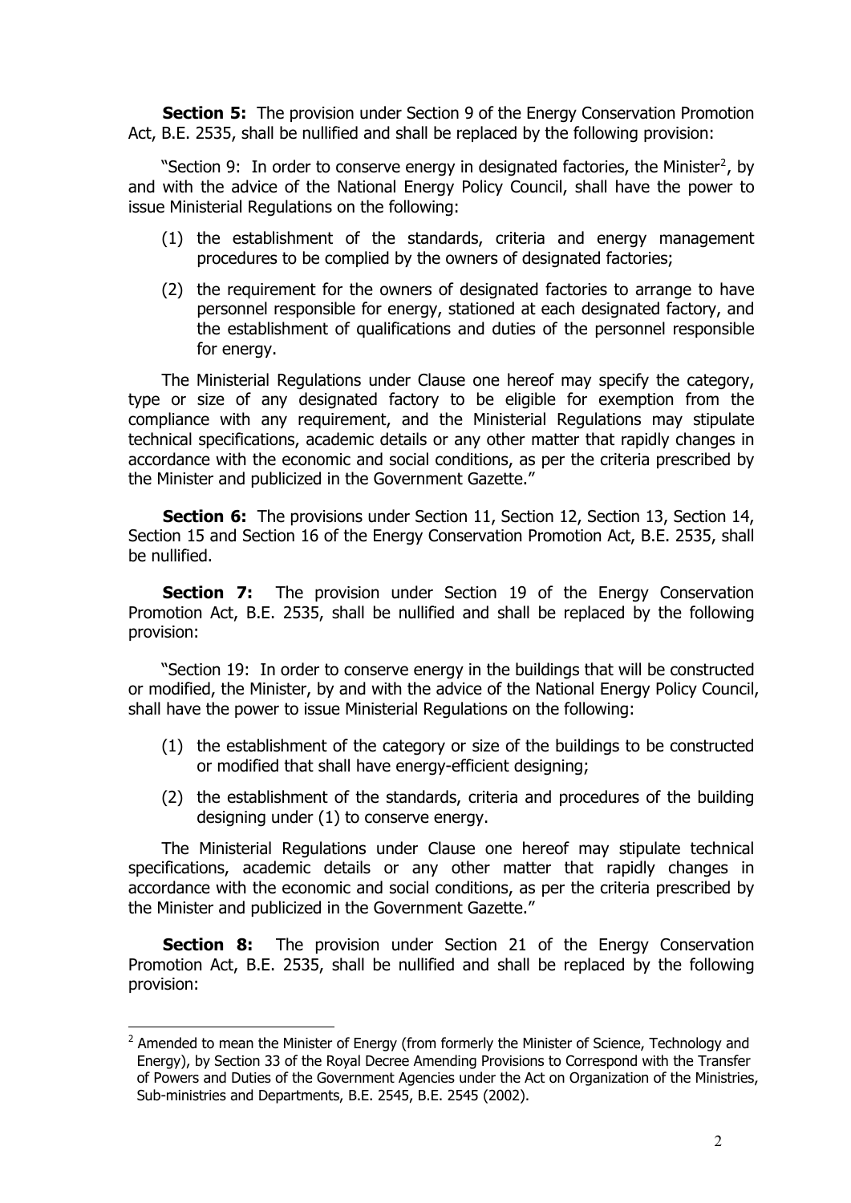**Section 5:** The provision under Section 9 of the Energy Conservation Promotion Act, B.E. 2535, shall be nullified and shall be replaced by the following provision:

"Section 9: In order to conserve energy in designated factories, the Minister[2], by and with the advice of the National Energy Policy Council, shall have the power to issue Ministerial Regulations on the following:

(1) the establishment of the standards, criteria and energy management procedures to be complied by the owners of designated factories;

(2) the requirement for the owners of designated factories to arrange to have personnel responsible for energy, stationed at each designated factory, and the establishment of qualifications and duties of the personnel responsible for energy.

The Ministerial Regulations under Clause one hereof may specify the category, type or size of any designated factory to be eligible for exemption from the compliance with any requirement, and the Ministerial Regulations may stipulate technical specifications, academic details or any other matter that rapidly changes in accordance with the economic and social conditions, as per the criteria prescribed by the Minister and publicized in the Government Gazette."

**Section 6:** The provisions under Section 11, Section 12, Section 13, Section 14, Section 15 and Section 16 of the Energy Conservation Promotion Act, B.E. 2535, shall be nullified.

**Section 7:** The provision under Section 19 of the Energy Conservation Promotion Act, B.E. 2535, shall be nullified and shall be replaced by the following provision:

"Section 19: In order to conserve energy in the buildings that will be constructed or modified, the Minister, by and with the advice of the National Energy Policy Council, shall have the power to issue Ministerial Regulations on the following:

(1) the establishment of the category or size of the buildings to be constructed or modified that shall have energy-efficient designing;

(2) the establishment of the standards, criteria and procedures of the building designing under (1) to conserve energy.

The Ministerial Regulations under Clause one hereof may stipulate technical specifications, academic details or any other matter that rapidly changes in accordance with the economic and social conditions, as per the criteria prescribed by the Minister and publicized in the Government Gazette."

**Section 8:** The provision under Section 21 of the Energy Conservation Promotion Act, B.E. 2535, shall be nullified and shall be replaced by the following provision:

---

[2] Amended to mean the Minister of Energy (from formerly the Minister of Science, Technology and Energy), by Section 33 of the Royal Decree Amending Provisions to Correspond with the Transfer of Powers and Duties of the Government Agencies under the Act on Organization of the Ministries, Sub-ministries and Departments, B.E. 2545, B.E. 2545 (2002).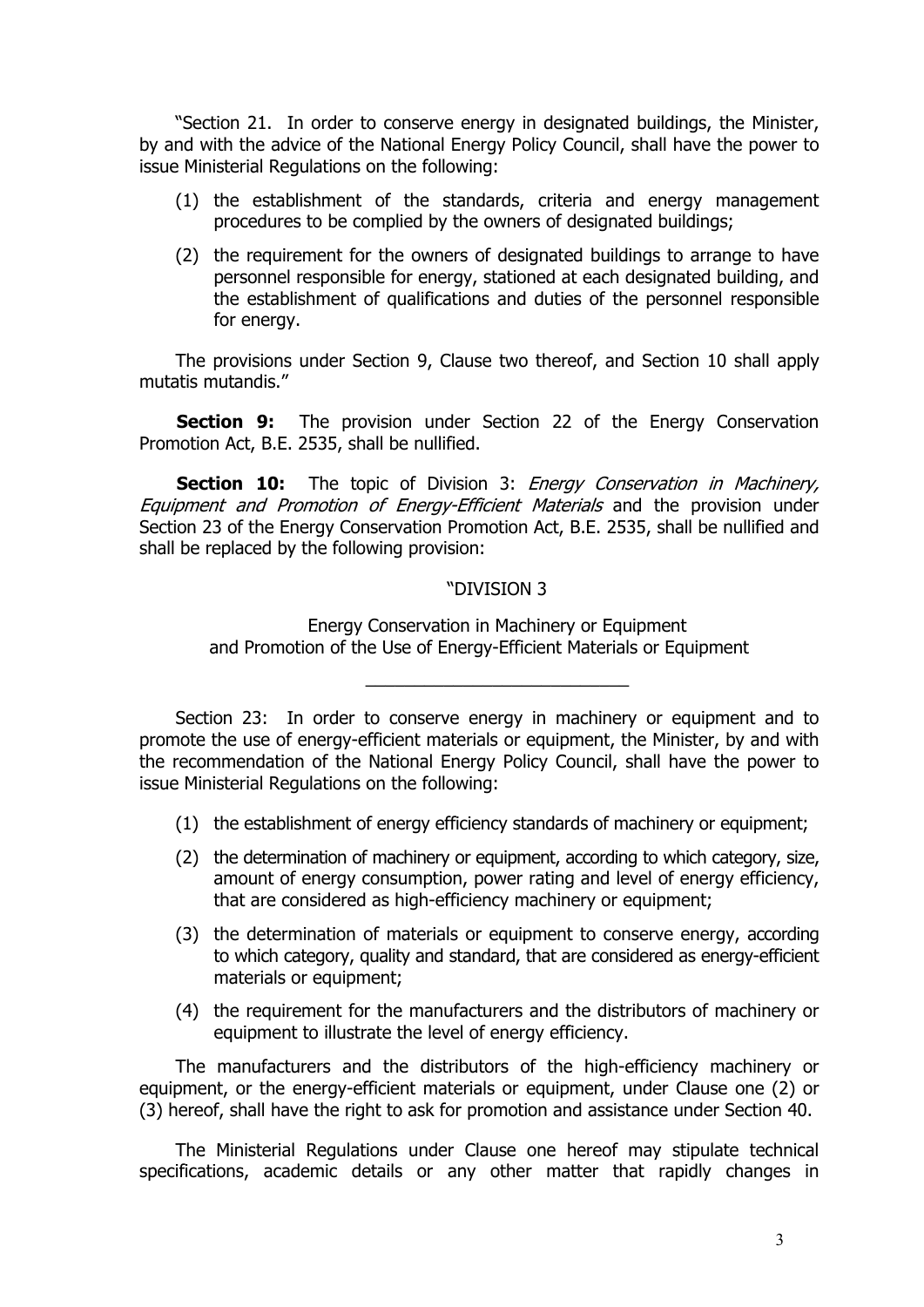"Section 21. In order to conserve energy in designated buildings, the Minister, by and with the advice of the National Energy Policy Council, shall have the power to issue Ministerial Regulations on the following:

(1) the establishment of the standards, criteria and energy management procedures to be complied by the owners of designated buildings;

(2) the requirement for the owners of designated buildings to arrange to have personnel responsible for energy, stationed at each designated building, and the establishment of qualifications and duties of the personnel responsible for energy.

The provisions under Section 9, Clause two thereof, and Section 10 shall apply mutatis mutandis."

**Section 9:** The provision under Section 22 of the Energy Conservation Promotion Act, B.E. 2535, shall be nullified.

**Section 10:** The topic of Division 3: *Energy Conservation in Machinery, Equipment and Promotion of Energy-Efficient Materials* and the provision under Section 23 of the Energy Conservation Promotion Act, B.E. 2535, shall be nullified and shall be replaced by the following provision:

"DIVISION 3

Energy Conservation in Machinery or Equipment
and Promotion of the Use of Energy-Efficient Materials or Equipment

---

Section 23: In order to conserve energy in machinery or equipment and to promote the use of energy-efficient materials or equipment, the Minister, by and with the recommendation of the National Energy Policy Council, shall have the power to issue Ministerial Regulations on the following:

(1) the establishment of energy efficiency standards of machinery or equipment;

(2) the determination of machinery or equipment, according to which category, size, amount of energy consumption, power rating and level of energy efficiency, that are considered as high-efficiency machinery or equipment;

(3) the determination of materials or equipment to conserve energy, according to which category, quality and standard, that are considered as energy-efficient materials or equipment;

(4) the requirement for the manufacturers and the distributors of machinery or equipment to illustrate the level of energy efficiency.

The manufacturers and the distributors of the high-efficiency machinery or equipment, or the energy-efficient materials or equipment, under Clause one (2) or (3) hereof, shall have the right to ask for promotion and assistance under Section 40.

The Ministerial Regulations under Clause one hereof may stipulate technical specifications, academic details or any other matter that rapidly changes in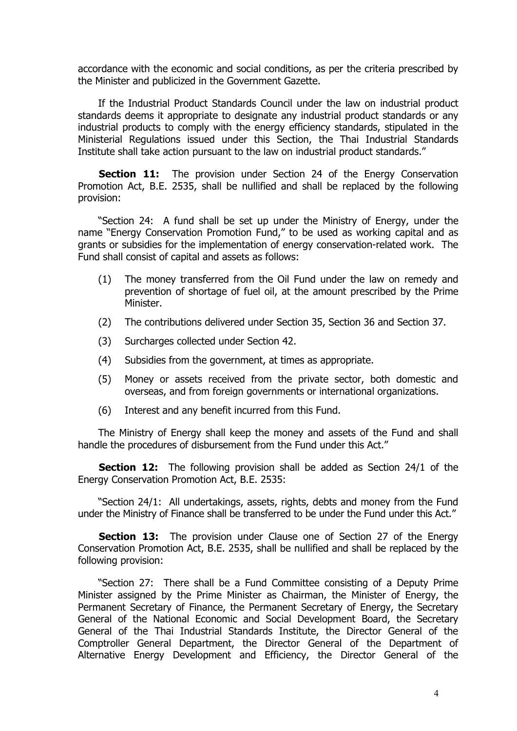accordance with the economic and social conditions, as per the criteria prescribed by the Minister and publicized in the Government Gazette.

If the Industrial Product Standards Council under the law on industrial product standards deems it appropriate to designate any industrial product standards or any industrial products to comply with the energy efficiency standards, stipulated in the Ministerial Regulations issued under this Section, the Thai Industrial Standards Institute shall take action pursuant to the law on industrial product standards."

**Section 11:** The provision under Section 24 of the Energy Conservation Promotion Act, B.E. 2535, shall be nullified and shall be replaced by the following provision:

"Section 24: A fund shall be set up under the Ministry of Energy, under the name "Energy Conservation Promotion Fund," to be used as working capital and as grants or subsidies for the implementation of energy conservation-related work. The Fund shall consist of capital and assets as follows:

(1) The money transferred from the Oil Fund under the law on remedy and prevention of shortage of fuel oil, at the amount prescribed by the Prime Minister.

(2) The contributions delivered under Section 35, Section 36 and Section 37.

(3) Surcharges collected under Section 42.

(4) Subsidies from the government, at times as appropriate.

(5) Money or assets received from the private sector, both domestic and overseas, and from foreign governments or international organizations.

(6) Interest and any benefit incurred from this Fund.

The Ministry of Energy shall keep the money and assets of the Fund and shall handle the procedures of disbursement from the Fund under this Act."

**Section 12:** The following provision shall be added as Section 24/1 of the Energy Conservation Promotion Act, B.E. 2535:

"Section 24/1: All undertakings, assets, rights, debts and money from the Fund under the Ministry of Finance shall be transferred to be under the Fund under this Act."

**Section 13:** The provision under Clause one of Section 27 of the Energy Conservation Promotion Act, B.E. 2535, shall be nullified and shall be replaced by the following provision:

"Section 27: There shall be a Fund Committee consisting of a Deputy Prime Minister assigned by the Prime Minister as Chairman, the Minister of Energy, the Permanent Secretary of Finance, the Permanent Secretary of Energy, the Secretary General of the National Economic and Social Development Board, the Secretary General of the Thai Industrial Standards Institute, the Director General of the Comptroller General Department, the Director General of the Department of Alternative Energy Development and Efficiency, the Director General of the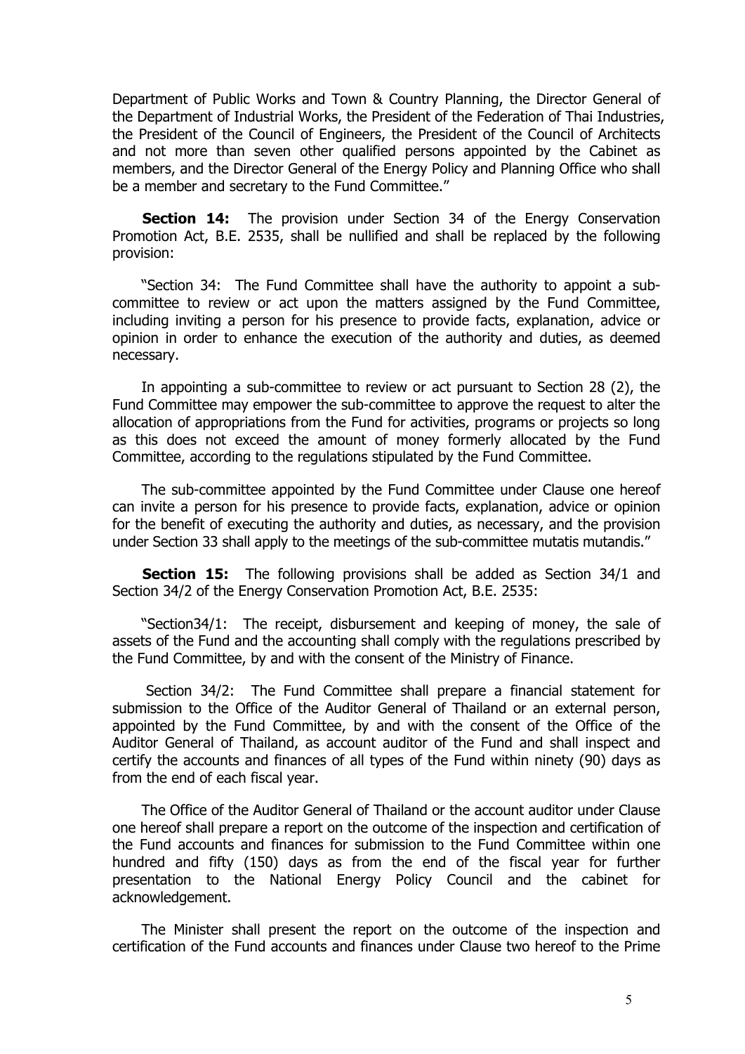Department of Public Works and Town & Country Planning, the Director General of the Department of Industrial Works, the President of the Federation of Thai Industries, the President of the Council of Engineers, the President of the Council of Architects and not more than seven other qualified persons appointed by the Cabinet as members, and the Director General of the Energy Policy and Planning Office who shall be a member and secretary to the Fund Committee."

**Section 14:** The provision under Section 34 of the Energy Conservation Promotion Act, B.E. 2535, shall be nullified and shall be replaced by the following provision:

"Section 34: The Fund Committee shall have the authority to appoint a sub-committee to review or act upon the matters assigned by the Fund Committee, including inviting a person for his presence to provide facts, explanation, advice or opinion in order to enhance the execution of the authority and duties, as deemed necessary.

In appointing a sub-committee to review or act pursuant to Section 28 (2), the Fund Committee may empower the sub-committee to approve the request to alter the allocation of appropriations from the Fund for activities, programs or projects so long as this does not exceed the amount of money formerly allocated by the Fund Committee, according to the regulations stipulated by the Fund Committee.

The sub-committee appointed by the Fund Committee under Clause one hereof can invite a person for his presence to provide facts, explanation, advice or opinion for the benefit of executing the authority and duties, as necessary, and the provision under Section 33 shall apply to the meetings of the sub-committee mutatis mutandis."

**Section 15:** The following provisions shall be added as Section 34/1 and Section 34/2 of the Energy Conservation Promotion Act, B.E. 2535:

"Section34/1: The receipt, disbursement and keeping of money, the sale of assets of the Fund and the accounting shall comply with the regulations prescribed by the Fund Committee, by and with the consent of the Ministry of Finance.

Section 34/2: The Fund Committee shall prepare a financial statement for submission to the Office of the Auditor General of Thailand or an external person, appointed by the Fund Committee, by and with the consent of the Office of the Auditor General of Thailand, as account auditor of the Fund and shall inspect and certify the accounts and finances of all types of the Fund within ninety (90) days as from the end of each fiscal year.

The Office of the Auditor General of Thailand or the account auditor under Clause one hereof shall prepare a report on the outcome of the inspection and certification of the Fund accounts and finances for submission to the Fund Committee within one hundred and fifty (150) days as from the end of the fiscal year for further presentation to the National Energy Policy Council and the cabinet for acknowledgement.

The Minister shall present the report on the outcome of the inspection and certification of the Fund accounts and finances under Clause two hereof to the Prime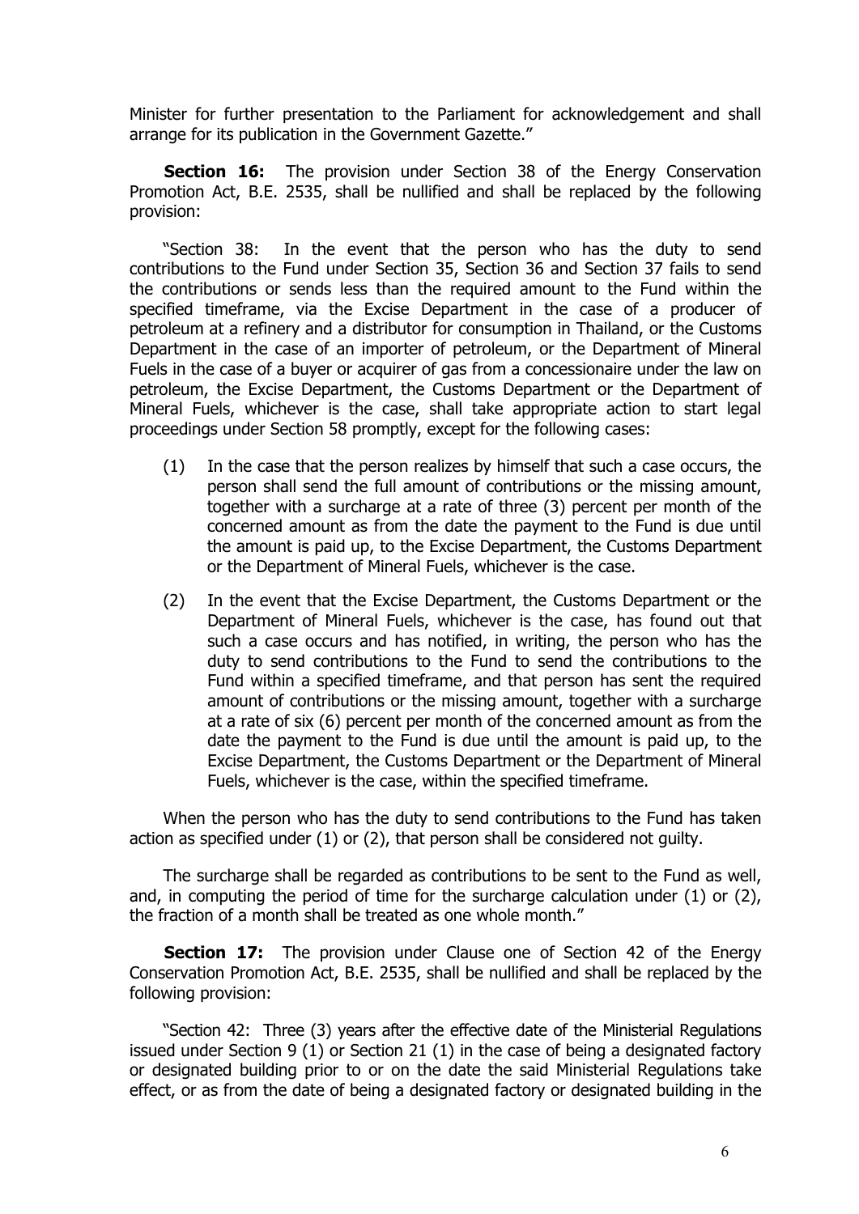Minister for further presentation to the Parliament for acknowledgement and shall arrange for its publication in the Government Gazette."

**Section 16:** The provision under Section 38 of the Energy Conservation Promotion Act, B.E. 2535, shall be nullified and shall be replaced by the following provision:

"Section 38: In the event that the person who has the duty to send contributions to the Fund under Section 35, Section 36 and Section 37 fails to send the contributions or sends less than the required amount to the Fund within the specified timeframe, via the Excise Department in the case of a producer of petroleum at a refinery and a distributor for consumption in Thailand, or the Customs Department in the case of an importer of petroleum, or the Department of Mineral Fuels in the case of a buyer or acquirer of gas from a concessionaire under the law on petroleum, the Excise Department, the Customs Department or the Department of Mineral Fuels, whichever is the case, shall take appropriate action to start legal proceedings under Section 58 promptly, except for the following cases:

(1) In the case that the person realizes by himself that such a case occurs, the person shall send the full amount of contributions or the missing amount, together with a surcharge at a rate of three (3) percent per month of the concerned amount as from the date the payment to the Fund is due until the amount is paid up, to the Excise Department, the Customs Department or the Department of Mineral Fuels, whichever is the case.

(2) In the event that the Excise Department, the Customs Department or the Department of Mineral Fuels, whichever is the case, has found out that such a case occurs and has notified, in writing, the person who has the duty to send contributions to the Fund to send the contributions to the Fund within a specified timeframe, and that person has sent the required amount of contributions or the missing amount, together with a surcharge at a rate of six (6) percent per month of the concerned amount as from the date the payment to the Fund is due until the amount is paid up, to the Excise Department, the Customs Department or the Department of Mineral Fuels, whichever is the case, within the specified timeframe.

When the person who has the duty to send contributions to the Fund has taken action as specified under (1) or (2), that person shall be considered not guilty.

The surcharge shall be regarded as contributions to be sent to the Fund as well, and, in computing the period of time for the surcharge calculation under (1) or (2), the fraction of a month shall be treated as one whole month."

**Section 17:** The provision under Clause one of Section 42 of the Energy Conservation Promotion Act, B.E. 2535, shall be nullified and shall be replaced by the following provision:

"Section 42: Three (3) years after the effective date of the Ministerial Regulations issued under Section 9 (1) or Section 21 (1) in the case of being a designated factory or designated building prior to or on the date the said Ministerial Regulations take effect, or as from the date of being a designated factory or designated building in the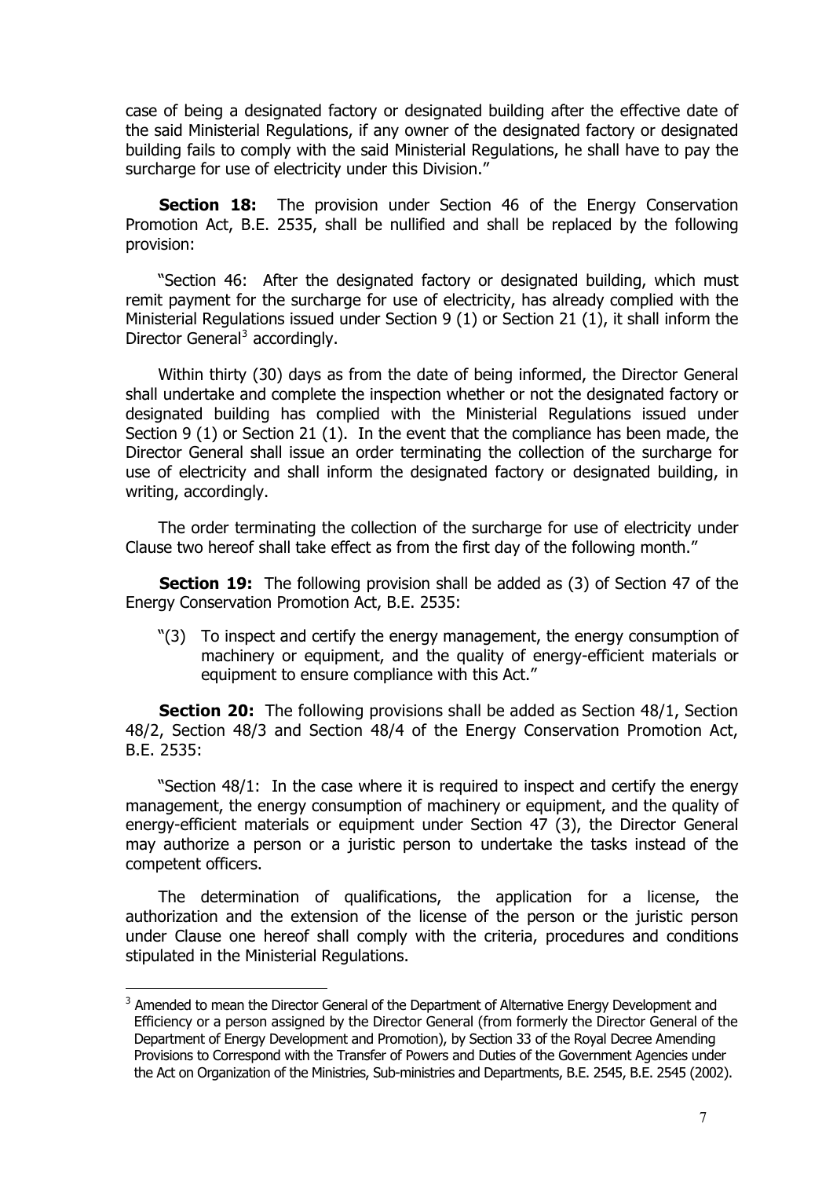case of being a designated factory or designated building after the effective date of the said Ministerial Regulations, if any owner of the designated factory or designated building fails to comply with the said Ministerial Regulations, he shall have to pay the surcharge for use of electricity under this Division."

**Section 18:** The provision under Section 46 of the Energy Conservation Promotion Act, B.E. 2535, shall be nullified and shall be replaced by the following provision:

"Section 46: After the designated factory or designated building, which must remit payment for the surcharge for use of electricity, has already complied with the Ministerial Regulations issued under Section 9 (1) or Section 21 (1), it shall inform the Director General[3] accordingly.

Within thirty (30) days as from the date of being informed, the Director General shall undertake and complete the inspection whether or not the designated factory or designated building has complied with the Ministerial Regulations issued under Section 9 (1) or Section 21 (1). In the event that the compliance has been made, the Director General shall issue an order terminating the collection of the surcharge for use of electricity and shall inform the designated factory or designated building, in writing, accordingly.

The order terminating the collection of the surcharge for use of electricity under Clause two hereof shall take effect as from the first day of the following month."

**Section 19:** The following provision shall be added as (3) of Section 47 of the Energy Conservation Promotion Act, B.E. 2535:

"(3) To inspect and certify the energy management, the energy consumption of machinery or equipment, and the quality of energy-efficient materials or equipment to ensure compliance with this Act."

**Section 20:** The following provisions shall be added as Section 48/1, Section 48/2, Section 48/3 and Section 48/4 of the Energy Conservation Promotion Act, B.E. 2535:

"Section 48/1: In the case where it is required to inspect and certify the energy management, the energy consumption of machinery or equipment, and the quality of energy-efficient materials or equipment under Section 47 (3), the Director General may authorize a person or a juristic person to undertake the tasks instead of the competent officers.

The determination of qualifications, the application for a license, the authorization and the extension of the license of the person or the juristic person under Clause one hereof shall comply with the criteria, procedures and conditions stipulated in the Ministerial Regulations.

---

[3] Amended to mean the Director General of the Department of Alternative Energy Development and Efficiency or a person assigned by the Director General (from formerly the Director General of the Department of Energy Development and Promotion), by Section 33 of the Royal Decree Amending Provisions to Correspond with the Transfer of Powers and Duties of the Government Agencies under the Act on Organization of the Ministries, Sub-ministries and Departments, B.E. 2545, B.E. 2545 (2002).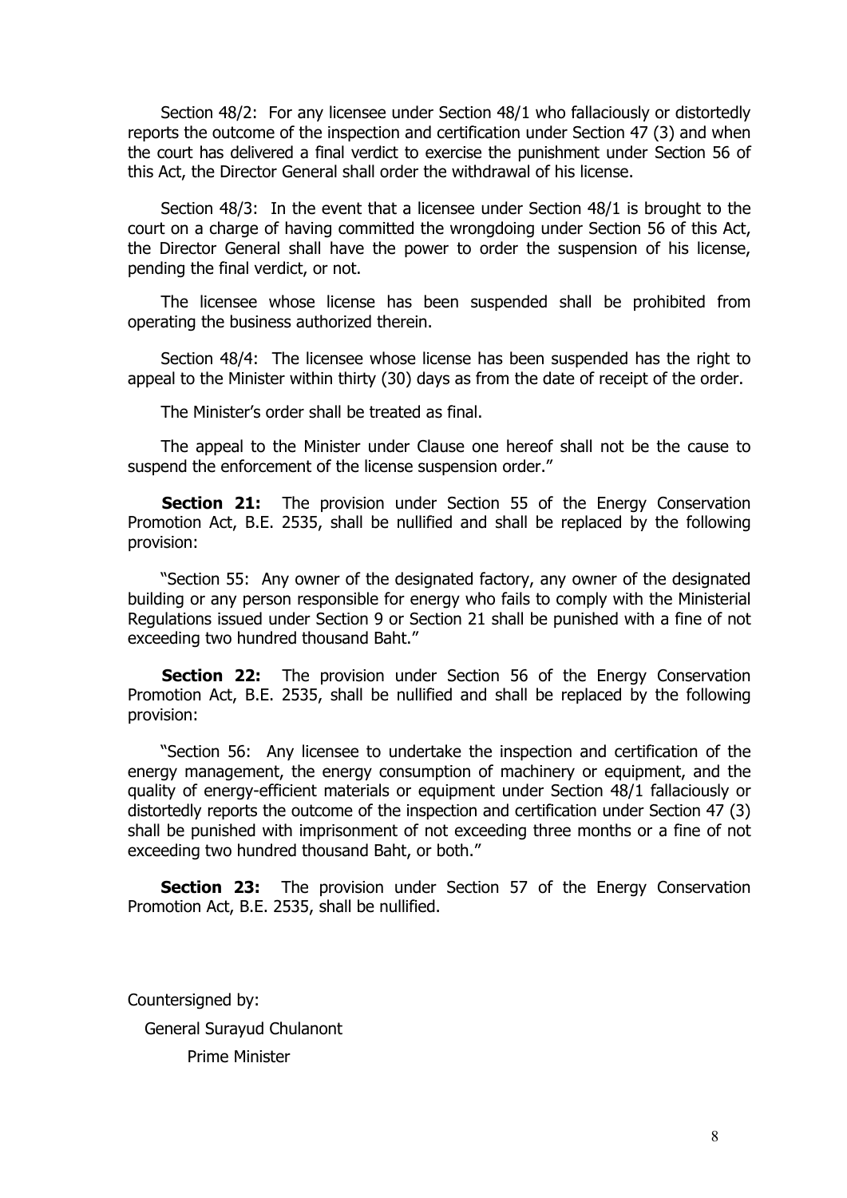Section 48/2: For any licensee under Section 48/1 who fallaciously or distortedly reports the outcome of the inspection and certification under Section 47 (3) and when the court has delivered a final verdict to exercise the punishment under Section 56 of this Act, the Director General shall order the withdrawal of his license.

Section 48/3: In the event that a licensee under Section 48/1 is brought to the court on a charge of having committed the wrongdoing under Section 56 of this Act, the Director General shall have the power to order the suspension of his license, pending the final verdict, or not.

The licensee whose license has been suspended shall be prohibited from operating the business authorized therein.

Section 48/4: The licensee whose license has been suspended has the right to appeal to the Minister within thirty (30) days as from the date of receipt of the order.

The Minister's order shall be treated as final.

The appeal to the Minister under Clause one hereof shall not be the cause to suspend the enforcement of the license suspension order."

**Section 21:** The provision under Section 55 of the Energy Conservation Promotion Act, B.E. 2535, shall be nullified and shall be replaced by the following provision:

"Section 55: Any owner of the designated factory, any owner of the designated building or any person responsible for energy who fails to comply with the Ministerial Regulations issued under Section 9 or Section 21 shall be punished with a fine of not exceeding two hundred thousand Baht."

**Section 22:** The provision under Section 56 of the Energy Conservation Promotion Act, B.E. 2535, shall be nullified and shall be replaced by the following provision:

"Section 56: Any licensee to undertake the inspection and certification of the energy management, the energy consumption of machinery or equipment, and the quality of energy-efficient materials or equipment under Section 48/1 fallaciously or distortedly reports the outcome of the inspection and certification under Section 47 (3) shall be punished with imprisonment of not exceeding three months or a fine of not exceeding two hundred thousand Baht, or both."

**Section 23:** The provision under Section 57 of the Energy Conservation Promotion Act, B.E. 2535, shall be nullified.

Countersigned by:

General Surayud Chulanont

Prime Minister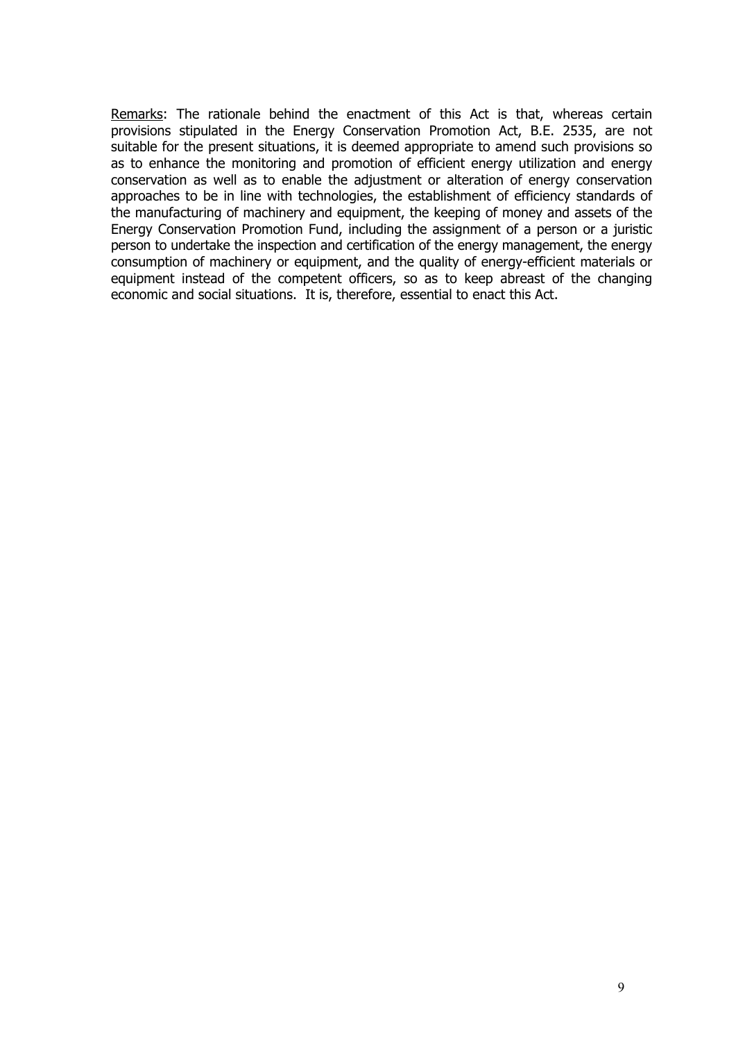Remarks: The rationale behind the enactment of this Act is that, whereas certain provisions stipulated in the Energy Conservation Promotion Act, B.E. 2535, are not suitable for the present situations, it is deemed appropriate to amend such provisions so as to enhance the monitoring and promotion of efficient energy utilization and energy conservation as well as to enable the adjustment or alteration of energy conservation approaches to be in line with technologies, the establishment of efficiency standards of the manufacturing of machinery and equipment, the keeping of money and assets of the Energy Conservation Promotion Fund, including the assignment of a person or a juristic person to undertake the inspection and certification of the energy management, the energy consumption of machinery or equipment, and the quality of energy-efficient materials or equipment instead of the competent officers, so as to keep abreast of the changing economic and social situations. It is, therefore, essential to enact this Act.